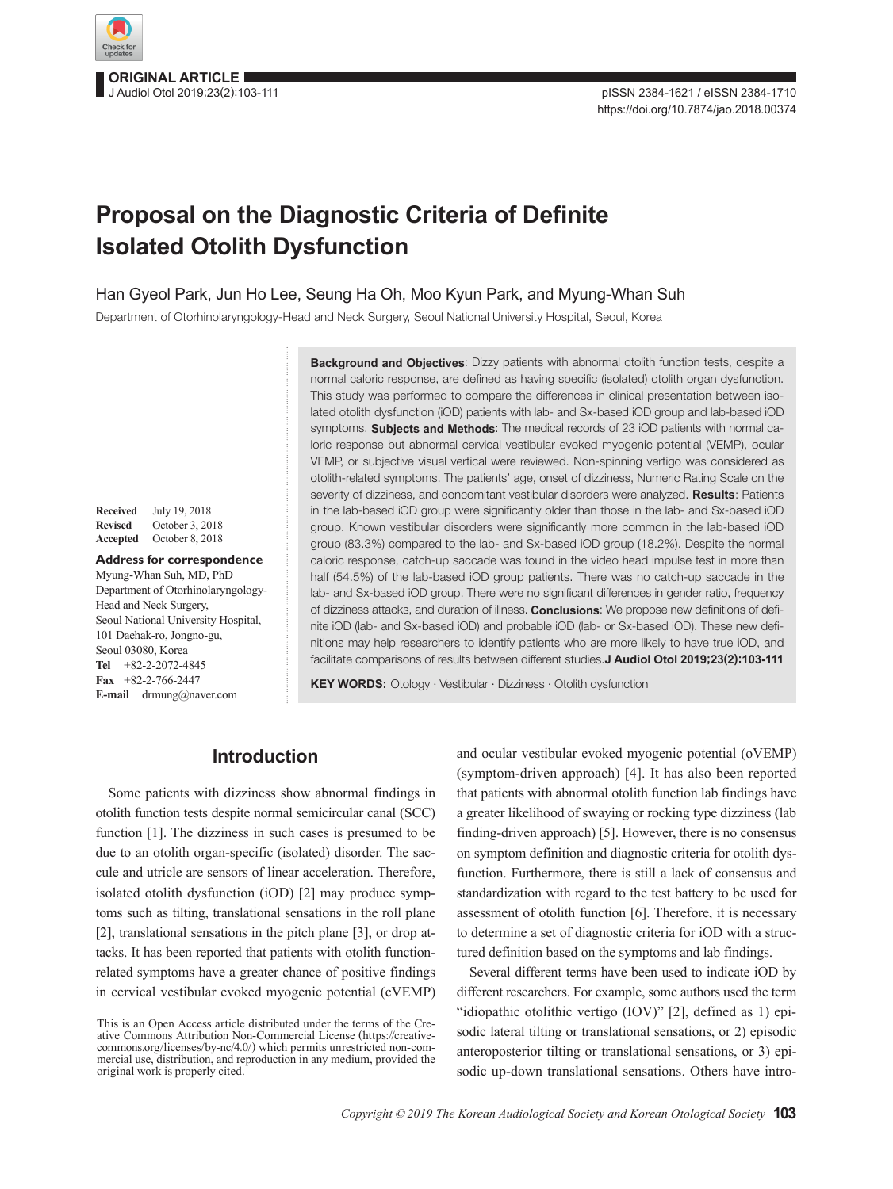ORIGINAL ARTICLE

# Proposal on the Diagnostic Criteria of Definite Isolated Otolith Dysfunction

Han Gyeol Park, Jun Ho Lee, Seung Ha Oh, Moo Kyun Park, and Myung-Whan Suh

Department of Otorhinolaryngology-Head and Neck Surgery, Seoul National University Hospital, Seoul, Korea

**Received** July 19, 2018
**Revised** October 3, 2018
**Accepted** October 8, 2018

**Address for correspondence**
Myung-Whan Suh, MD, PhD
Department of Otorhinolaryngology-Head and Neck Surgery,
Seoul National University Hospital,
101 Daehak-ro, Jongno-gu,
Seoul 03080, Korea
**Tel** +82-2-2072-4845
**Fax** +82-2-766-2447
**E-mail** drmung@naver.com

**Background and Objectives**: Dizzy patients with abnormal otolith function tests, despite a normal caloric response, are defined as having specific (isolated) otolith organ dysfunction. This study was performed to compare the differences in clinical presentation between isolated otolith dysfunction (iOD) patients with lab- and Sx-based iOD group and lab-based iOD symptoms. **Subjects and Methods**: The medical records of 23 iOD patients with normal caloric response but abnormal cervical vestibular evoked myogenic potential (VEMP), ocular VEMP, or subjective visual vertical were reviewed. Non-spinning vertigo was considered as otolith-related symptoms. The patients' age, onset of dizziness, Numeric Rating Scale on the severity of dizziness, and concomitant vestibular disorders were analyzed. **Results**: Patients in the lab-based iOD group were significantly older than those in the lab- and Sx-based iOD group. Known vestibular disorders were significantly more common in the lab-based iOD group (83.3%) compared to the lab- and Sx-based iOD group (18.2%). Despite the normal caloric response, catch-up saccade was found in the video head impulse test in more than half (54.5%) of the lab-based iOD group patients. There was no catch-up saccade in the lab- and Sx-based iOD group. There were no significant differences in gender ratio, frequency of dizziness attacks, and duration of illness. **Conclusions**: We propose new definitions of definite iOD (lab- and Sx-based iOD) and probable iOD (lab- or Sx-based iOD). These new definitions may help researchers to identify patients who are more likely to have true iOD, and facilitate comparisons of results between different studies. **J Audiol Otol 2019;23(2):103-111**

**KEY WORDS:** Otology · Vestibular · Dizziness · Otolith dysfunction

## Introduction

Some patients with dizziness show abnormal findings in otolith function tests despite normal semicircular canal (SCC) function [1]. The dizziness in such cases is presumed to be due to an otolith organ-specific (isolated) disorder. The saccule and utricle are sensors of linear acceleration. Therefore, isolated otolith dysfunction (iOD) [2] may produce symptoms such as tilting, translational sensations in the roll plane [2], translational sensations in the pitch plane [3], or drop attacks. It has been reported that patients with otolith function-related symptoms have a greater chance of positive findings in cervical vestibular evoked myogenic potential (cVEMP) and ocular vestibular evoked myogenic potential (oVEMP) (symptom-driven approach) [4]. It has also been reported that patients with abnormal otolith function lab findings have a greater likelihood of swaying or rocking type dizziness (lab finding-driven approach) [5]. However, there is no consensus on symptom definition and diagnostic criteria for otolith dysfunction. Furthermore, there is still a lack of consensus and standardization with regard to the test battery to be used for assessment of otolith function [6]. Therefore, it is necessary to determine a set of diagnostic criteria for iOD with a structured definition based on the symptoms and lab findings.

Several different terms have been used to indicate iOD by different researchers. For example, some authors used the term "idiopathic otolithic vertigo (IOV)" [2], defined as 1) episodic lateral tilting or translational sensations, or 2) episodic anteroposterior tilting or translational sensations, or 3) episodic up-down translational sensations. Others have intro-

This is an Open Access article distributed under the terms of the Creative Commons Attribution Non-Commercial License (https://creativecommons.org/licenses/by-nc/4.0/) which permits unrestricted non-commercial use, distribution, and reproduction in any medium, provided the original work is properly cited.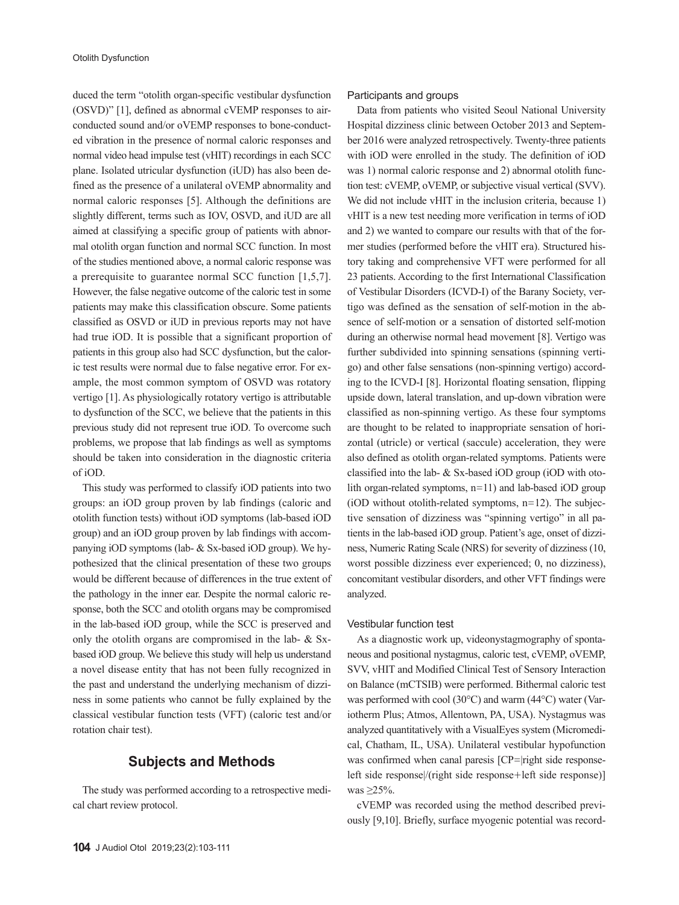duced the term "otolith organ-specific vestibular dysfunction (OSVD)" [1], defined as abnormal cVEMP responses to air-conducted sound and/or oVEMP responses to bone-conducted vibration in the presence of normal caloric responses and normal video head impulse test (vHIT) recordings in each SCC plane. Isolated utricular dysfunction (iUD) has also been defined as the presence of a unilateral oVEMP abnormality and normal caloric responses [5]. Although the definitions are slightly different, terms such as IOV, OSVD, and iUD are all aimed at classifying a specific group of patients with abnormal otolith organ function and normal SCC function. In most of the studies mentioned above, a normal caloric response was a prerequisite to guarantee normal SCC function [1,5,7]. However, the false negative outcome of the caloric test in some patients may make this classification obscure. Some patients classified as OSVD or iUD in previous reports may not have had true iOD. It is possible that a significant proportion of patients in this group also had SCC dysfunction, but the caloric test results were normal due to false negative error. For example, the most common symptom of OSVD was rotatory vertigo [1]. As physiologically rotatory vertigo is attributable to dysfunction of the SCC, we believe that the patients in this previous study did not represent true iOD. To overcome such problems, we propose that lab findings as well as symptoms should be taken into consideration in the diagnostic criteria of iOD.

This study was performed to classify iOD patients into two groups: an iOD group proven by lab findings (caloric and otolith function tests) without iOD symptoms (lab-based iOD group) and an iOD group proven by lab findings with accompanying iOD symptoms (lab- & Sx-based iOD group). We hypothesized that the clinical presentation of these two groups would be different because of differences in the true extent of the pathology in the inner ear. Despite the normal caloric response, both the SCC and otolith organs may be compromised in the lab-based iOD group, while the SCC is preserved and only the otolith organs are compromised in the lab- & Sx-based iOD group. We believe this study will help us understand a novel disease entity that has not been fully recognized in the past and understand the underlying mechanism of dizziness in some patients who cannot be fully explained by the classical vestibular function tests (VFT) (caloric test and/or rotation chair test).

## Subjects and Methods

The study was performed according to a retrospective medical chart review protocol.

### Participants and groups

Data from patients who visited Seoul National University Hospital dizziness clinic between October 2013 and September 2016 were analyzed retrospectively. Twenty-three patients with iOD were enrolled in the study. The definition of iOD was 1) normal caloric response and 2) abnormal otolith function test: cVEMP, oVEMP, or subjective visual vertical (SVV). We did not include vHIT in the inclusion criteria, because 1) vHIT is a new test needing more verification in terms of iOD and 2) we wanted to compare our results with that of the former studies (performed before the vHIT era). Structured history taking and comprehensive VFT were performed for all 23 patients. According to the first International Classification of Vestibular Disorders (ICVD-I) of the Barany Society, vertigo was defined as the sensation of self-motion in the absence of self-motion or a sensation of distorted self-motion during an otherwise normal head movement [8]. Vertigo was further subdivided into spinning sensations (spinning vertigo) and other false sensations (non-spinning vertigo) according to the ICVD-I [8]. Horizontal floating sensation, flipping upside down, lateral translation, and up-down vibration were classified as non-spinning vertigo. As these four symptoms are thought to be related to inappropriate sensation of horizontal (utricle) or vertical (saccule) acceleration, they were also defined as otolith organ-related symptoms. Patients were classified into the lab- & Sx-based iOD group (iOD with otolith organ-related symptoms, n=11) and lab-based iOD group (iOD without otolith-related symptoms, n=12). The subjective sensation of dizziness was "spinning vertigo" in all patients in the lab-based iOD group. Patient's age, onset of dizziness, Numeric Rating Scale (NRS) for severity of dizziness (10, worst possible dizziness ever experienced; 0, no dizziness), concomitant vestibular disorders, and other VFT findings were analyzed.

### Vestibular function test

As a diagnostic work up, videonystagmography of spontaneous and positional nystagmus, caloric test, cVEMP, oVEMP, SVV, vHIT and Modified Clinical Test of Sensory Interaction on Balance (mCTSIB) were performed. Bithermal caloric test was performed with cool (30°C) and warm (44°C) water (Variotherm Plus; Atmos, Allentown, PA, USA). Nystagmus was analyzed quantitatively with a VisualEyes system (Micromedical, Chatham, IL, USA). Unilateral vestibular hypofunction was confirmed when canal paresis [CP=|right side response-left side response|/(right side response+left side response)] was ≥25%.

cVEMP was recorded using the method described previously [9,10]. Briefly, surface myogenic potential was record-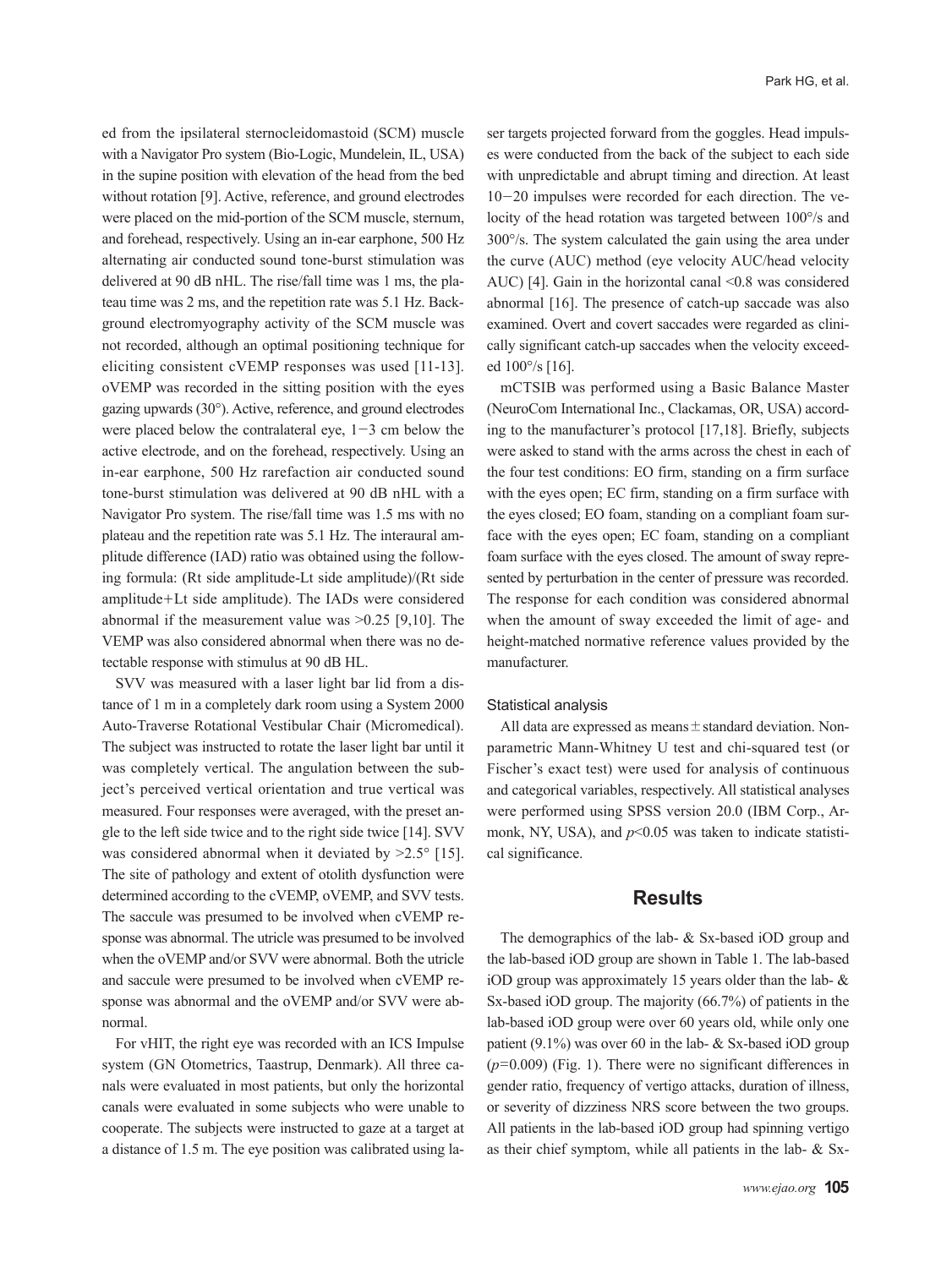ed from the ipsilateral sternocleidomastoid (SCM) muscle with a Navigator Pro system (Bio-Logic, Mundelein, IL, USA) in the supine position with elevation of the head from the bed without rotation [9]. Active, reference, and ground electrodes were placed on the mid-portion of the SCM muscle, sternum, and forehead, respectively. Using an in-ear earphone, 500 Hz alternating air conducted sound tone-burst stimulation was delivered at 90 dB nHL. The rise/fall time was 1 ms, the plateau time was 2 ms, and the repetition rate was 5.1 Hz. Background electromyography activity of the SCM muscle was not recorded, although an optimal positioning technique for eliciting consistent cVEMP responses was used [11-13]. oVEMP was recorded in the sitting position with the eyes gazing upwards (30°). Active, reference, and ground electrodes were placed below the contralateral eye, 1−3 cm below the active electrode, and on the forehead, respectively. Using an in-ear earphone, 500 Hz rarefaction air conducted sound tone-burst stimulation was delivered at 90 dB nHL with a Navigator Pro system. The rise/fall time was 1.5 ms with no plateau and the repetition rate was 5.1 Hz. The interaural amplitude difference (IAD) ratio was obtained using the following formula: (Rt side amplitude-Lt side amplitude)/(Rt side amplitude+Lt side amplitude). The IADs were considered abnormal if the measurement value was >0.25 [9,10]. The VEMP was also considered abnormal when there was no detectable response with stimulus at 90 dB HL.

SVV was measured with a laser light bar lid from a distance of 1 m in a completely dark room using a System 2000 Auto-Traverse Rotational Vestibular Chair (Micromedical). The subject was instructed to rotate the laser light bar until it was completely vertical. The angulation between the subject's perceived vertical orientation and true vertical was measured. Four responses were averaged, with the preset angle to the left side twice and to the right side twice [14]. SVV was considered abnormal when it deviated by >2.5° [15]. The site of pathology and extent of otolith dysfunction were determined according to the cVEMP, oVEMP, and SVV tests. The saccule was presumed to be involved when cVEMP response was abnormal. The utricle was presumed to be involved when the oVEMP and/or SVV were abnormal. Both the utricle and saccule were presumed to be involved when cVEMP response was abnormal and the oVEMP and/or SVV were abnormal.

For vHIT, the right eye was recorded with an ICS Impulse system (GN Otometrics, Taastrup, Denmark). All three canals were evaluated in most patients, but only the horizontal canals were evaluated in some subjects who were unable to cooperate. The subjects were instructed to gaze at a target at a distance of 1.5 m. The eye position was calibrated using laser targets projected forward from the goggles. Head impulses were conducted from the back of the subject to each side with unpredictable and abrupt timing and direction. At least 10−20 impulses were recorded for each direction. The velocity of the head rotation was targeted between 100°/s and 300°/s. The system calculated the gain using the area under the curve (AUC) method (eye velocity AUC/head velocity AUC) [4]. Gain in the horizontal canal <0.8 was considered abnormal [16]. The presence of catch-up saccade was also examined. Overt and covert saccades were regarded as clinically significant catch-up saccades when the velocity exceeded 100°/s [16].

mCTSIB was performed using a Basic Balance Master (NeuroCom International Inc., Clackamas, OR, USA) according to the manufacturer's protocol [17,18]. Briefly, subjects were asked to stand with the arms across the chest in each of the four test conditions: EO firm, standing on a firm surface with the eyes open; EC firm, standing on a firm surface with the eyes closed; EO foam, standing on a compliant foam surface with the eyes open; EC foam, standing on a compliant foam surface with the eyes closed. The amount of sway represented by perturbation in the center of pressure was recorded. The response for each condition was considered abnormal when the amount of sway exceeded the limit of age- and height-matched normative reference values provided by the manufacturer.

### Statistical analysis

All data are expressed as means ± standard deviation. Nonparametric Mann-Whitney U test and chi-squared test (or Fischer's exact test) were used for analysis of continuous and categorical variables, respectively. All statistical analyses were performed using SPSS version 20.0 (IBM Corp., Armonk, NY, USA), and $p<0.05$ was taken to indicate statistical significance.

## Results

The demographics of the lab- & Sx-based iOD group and the lab-based iOD group are shown in Table 1. The lab-based iOD group was approximately 15 years older than the lab- & Sx-based iOD group. The majority (66.7%) of patients in the lab-based iOD group were over 60 years old, while only one patient (9.1%) was over 60 in the lab- & Sx-based iOD group ($p=0.009$) (Fig. 1). There were no significant differences in gender ratio, frequency of vertigo attacks, duration of illness, or severity of dizziness NRS score between the two groups. All patients in the lab-based iOD group had spinning vertigo as their chief symptom, while all patients in the lab- & Sx-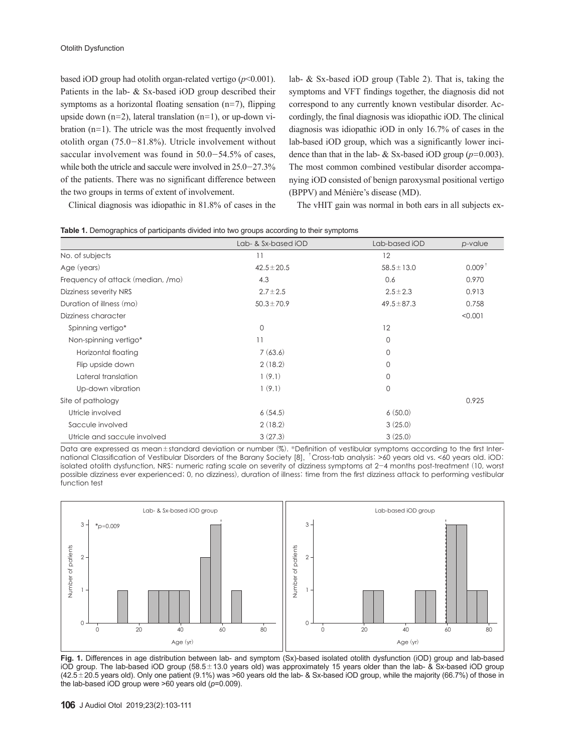based iOD group had otolith organ-related vertigo ($p$<0.001). Patients in the lab- & Sx-based iOD group described their symptoms as a horizontal floating sensation (n=7), flipping upside down (n=2), lateral translation (n=1), or up-down vibration (n=1). The utricle was the most frequently involved otolith organ (75.0−81.8%). Utricle involvement without saccular involvement was found in 50.0−54.5% of cases, while both the utricle and saccule were involved in 25.0−27.3% of the patients. There was no significant difference between the two groups in terms of extent of involvement.

Clinical diagnosis was idiopathic in 81.8% of cases in the lab- & Sx-based iOD group (Table 2). That is, taking the symptoms and VFT findings together, the diagnosis did not correspond to any currently known vestibular disorder. Accordingly, the final diagnosis was idiopathic iOD. The clinical diagnosis was idiopathic iOD in only 16.7% of cases in the lab-based iOD group, which was a significantly lower incidence than that in the lab- & Sx-based iOD group ($p$=0.003). The most common combined vestibular disorder accompanying iOD consisted of benign paroxysmal positional vertigo (BPPV) and Ménière's disease (MD).

The vHIT gain was normal in both ears in all subjects ex-

**Table 1.** Demographics of participants divided into two groups according to their symptoms

| | Lab- & Sx-based iOD | Lab-based iOD | p-value |
|---|---|---|---|
| No. of subjects | 11 | 12 | |
| Age (years) | 42.5±20.5 | 58.5±13.0 | 0.009† |
| Frequency of attack (median, /mo) | 4.3 | 0.6 | 0.970 |
| Dizziness severity NRS | 2.7±2.5 | 2.5±2.3 | 0.913 |
| Duration of illness (mo) | 50.3±70.9 | 49.5±87.3 | 0.758 |
| Dizziness character | | | <0.001 |
| Spinning vertigo* | 0 | 12 | |
| Non-spinning vertigo* | 11 | 0 | |
| Horizontal floating | 7 (63.6) | 0 | |
| Flip upside down | 2 (18.2) | 0 | |
| Lateral translation | 1 (9.1) | 0 | |
| Up-down vibration | 1 (9.1) | 0 | |
| Site of pathology | | | 0.925 |
| Utricle involved | 6 (54.5) | 6 (50.0) | |
| Saccule involved | 2 (18.2) | 3 (25.0) | |
| Utricle and saccule involved | 3 (27.3) | 3 (25.0) | |

Data are expressed as mean±standard deviation or number (%). *Definition of vestibular symptoms according to the first International Classification of Vestibular Disorders of the Barany Society [8], †Cross-tab analysis: >60 years old vs. <60 years old. iOD: isolated otolith dysfunction, NRS: numeric rating scale on severity of dizziness symptoms at 2−4 months post-treatment (10, worst possible dizziness ever experienced; 0, no dizziness), duration of illness: time from the first dizziness attack to performing vestibular function test

**Fig. 1.** Differences in age distribution between lab- and symptom (Sx)-based isolated otolith dysfunction (iOD) group and lab-based iOD group. The lab-based iOD group (58.5±13.0 years old) was approximately 15 years older than the lab- & Sx-based iOD group (42.5±20.5 years old). Only one patient (9.1%) was >60 years old the lab- & Sx-based iOD group, while the majority (66.7%) of those in the lab-based iOD group were >60 years old ($p$=0.009).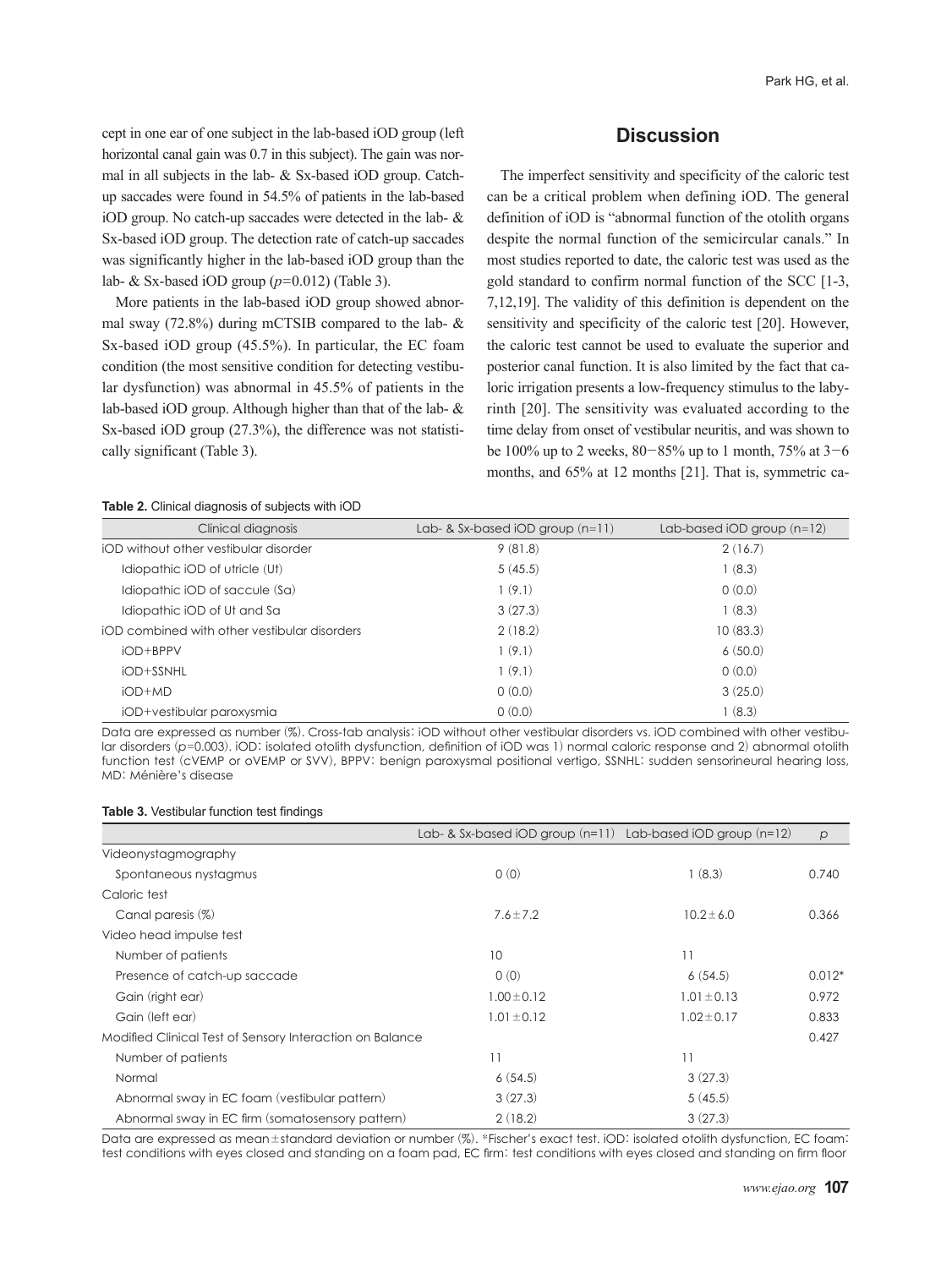cept in one ear of one subject in the lab-based iOD group (left horizontal canal gain was 0.7 in this subject). The gain was normal in all subjects in the lab- & Sx-based iOD group. Catch-up saccades were found in 54.5% of patients in the lab-based iOD group. No catch-up saccades were detected in the lab- & Sx-based iOD group. The detection rate of catch-up saccades was significantly higher in the lab-based iOD group than the lab- & Sx-based iOD group ($p$=0.012) (Table 3).

More patients in the lab-based iOD group showed abnormal sway (72.8%) during mCTSIB compared to the lab- & Sx-based iOD group (45.5%). In particular, the EC foam condition (the most sensitive condition for detecting vestibular dysfunction) was abnormal in 45.5% of patients in the lab-based iOD group. Although higher than that of the lab- & Sx-based iOD group (27.3%), the difference was not statistically significant (Table 3).

## Discussion

The imperfect sensitivity and specificity of the caloric test can be a critical problem when defining iOD. The general definition of iOD is "abnormal function of the otolith organs despite the normal function of the semicircular canals." In most studies reported to date, the caloric test was used as the gold standard to confirm normal function of the SCC [1-3, 7,12,19]. The validity of this definition is dependent on the sensitivity and specificity of the caloric test [20]. However, the caloric test cannot be used to evaluate the superior and posterior canal function. It is also limited by the fact that caloric irrigation presents a low-frequency stimulus to the labyrinth [20]. The sensitivity was evaluated according to the time delay from onset of vestibular neuritis, and was shown to be 100% up to 2 weeks, 80−85% up to 1 month, 75% at 3−6 months, and 65% at 12 months [21]. That is, symmetric ca-

**Table 2.** Clinical diagnosis of subjects with iOD

| Clinical diagnosis | Lab- & Sx-based iOD group (n=11) | Lab-based iOD group (n=12) |
|---|---|---|
| iOD without other vestibular disorder | 9 (81.8) | 2 (16.7) |
| Idiopathic iOD of utricle (Ut) | 5 (45.5) | 1 (8.3) |
| Idiopathic iOD of saccule (Sa) | 1 (9.1) | 0 (0.0) |
| Idiopathic iOD of Ut and Sa | 3 (27.3) | 1 (8.3) |
| iOD combined with other vestibular disorders | 2 (18.2) | 10 (83.3) |
| iOD+BPPV | 1 (9.1) | 6 (50.0) |
| iOD+SSNHL | 1 (9.1) | 0 (0.0) |
| iOD+MD | 0 (0.0) | 3 (25.0) |
| iOD+vestibular paroxysmia | 0 (0.0) | 1 (8.3) |

Data are expressed as number (%). Cross-tab analysis: iOD without other vestibular disorders vs. iOD combined with other vestibular disorders ($p$=0.003). iOD: isolated otolith dysfunction, definition of iOD was 1) normal caloric response and 2) abnormal otolith function test (cVEMP or oVEMP or SVV), BPPV: benign paroxysmal positional vertigo, SSNHL: sudden sensorineural hearing loss, MD: Ménière's disease

**Table 3.** Vestibular function test findings

| | Lab- & Sx-based iOD group (n=11) | Lab-based iOD group (n=12) | $p$ |
|---|---|---|---|
| Videonystagmography | | | |
| Spontaneous nystagmus | 0 (0) | 1 (8.3) | 0.740 |
| Caloric test | | | |
| Canal paresis (%) | 7.6±7.2 | 10.2±6.0 | 0.366 |
| Video head impulse test | | | |
| Number of patients | 10 | 11 | |
| Presence of catch-up saccade | 0 (0) | 6 (54.5) | 0.012* |
| Gain (right ear) | 1.00±0.12 | 1.01±0.13 | 0.972 |
| Gain (left ear) | 1.01±0.12 | 1.02±0.17 | 0.833 |
| Modified Clinical Test of Sensory Interaction on Balance | | | 0.427 |
| Number of patients | 11 | 11 | |
| Normal | 6 (54.5) | 3 (27.3) | |
| Abnormal sway in EC foam (vestibular pattern) | 3 (27.3) | 5 (45.5) | |
| Abnormal sway in EC firm (somatosensory pattern) | 2 (18.2) | 3 (27.3) | |

Data are expressed as mean±standard deviation or number (%). *Fischer's exact test. iOD: isolated otolith dysfunction, EC foam: test conditions with eyes closed and standing on a foam pad, EC firm: test conditions with eyes closed and standing on firm floor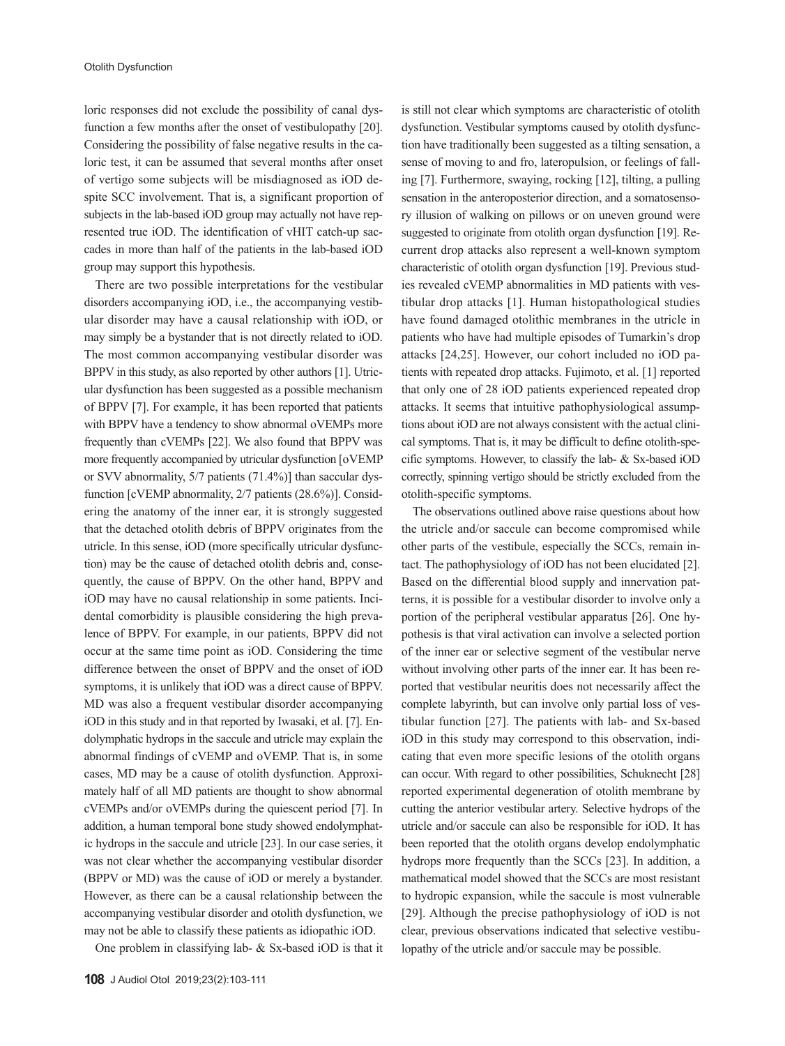loric responses did not exclude the possibility of canal dysfunction a few months after the onset of vestibulopathy [20]. Considering the possibility of false negative results in the caloric test, it can be assumed that several months after onset of vertigo some subjects will be misdiagnosed as iOD despite SCC involvement. That is, a significant proportion of subjects in the lab-based iOD group may actually not have represented true iOD. The identification of vHIT catch-up saccades in more than half of the patients in the lab-based iOD group may support this hypothesis.

There are two possible interpretations for the vestibular disorders accompanying iOD, i.e., the accompanying vestibular disorder may have a causal relationship with iOD, or may simply be a bystander that is not directly related to iOD. The most common accompanying vestibular disorder was BPPV in this study, as also reported by other authors [1]. Utricular dysfunction has been suggested as a possible mechanism of BPPV [7]. For example, it has been reported that patients with BPPV have a tendency to show abnormal oVEMPs more frequently than cVEMPs [22]. We also found that BPPV was more frequently accompanied by utricular dysfunction [oVEMP or SVV abnormality, 5/7 patients (71.4%)] than saccular dysfunction [cVEMP abnormality, 2/7 patients (28.6%)]. Considering the anatomy of the inner ear, it is strongly suggested that the detached otolith debris of BPPV originates from the utricle. In this sense, iOD (more specifically utricular dysfunction) may be the cause of detached otolith debris and, consequently, the cause of BPPV. On the other hand, BPPV and iOD may have no causal relationship in some patients. Incidental comorbidity is plausible considering the high prevalence of BPPV. For example, in our patients, BPPV did not occur at the same time point as iOD. Considering the time difference between the onset of BPPV and the onset of iOD symptoms, it is unlikely that iOD was a direct cause of BPPV. MD was also a frequent vestibular disorder accompanying iOD in this study and in that reported by Iwasaki, et al. [7]. Endolymphatic hydrops in the saccule and utricle may explain the abnormal findings of cVEMP and oVEMP. That is, in some cases, MD may be a cause of otolith dysfunction. Approximately half of all MD patients are thought to show abnormal cVEMPs and/or oVEMPs during the quiescent period [7]. In addition, a human temporal bone study showed endolymphatic hydrops in the saccule and utricle [23]. In our case series, it was not clear whether the accompanying vestibular disorder (BPPV or MD) was the cause of iOD or merely a bystander. However, as there can be a causal relationship between the accompanying vestibular disorder and otolith dysfunction, we may not be able to classify these patients as idiopathic iOD.

One problem in classifying lab- & Sx-based iOD is that it is still not clear which symptoms are characteristic of otolith dysfunction. Vestibular symptoms caused by otolith dysfunction have traditionally been suggested as a tilting sensation, a sense of moving to and fro, lateropulsion, or feelings of falling [7]. Furthermore, swaying, rocking [12], tilting, a pulling sensation in the anteroposterior direction, and a somatosensory illusion of walking on pillows or on uneven ground were suggested to originate from otolith organ dysfunction [19]. Recurrent drop attacks also represent a well-known symptom characteristic of otolith organ dysfunction [19]. Previous studies revealed cVEMP abnormalities in MD patients with vestibular drop attacks [1]. Human histopathological studies have found damaged otolithic membranes in the utricle in patients who have had multiple episodes of Tumarkin's drop attacks [24,25]. However, our cohort included no iOD patients with repeated drop attacks. Fujimoto, et al. [1] reported that only one of 28 iOD patients experienced repeated drop attacks. It seems that intuitive pathophysiological assumptions about iOD are not always consistent with the actual clinical symptoms. That is, it may be difficult to define otolith-specific symptoms. However, to classify the lab- & Sx-based iOD correctly, spinning vertigo should be strictly excluded from the otolith-specific symptoms.

The observations outlined above raise questions about how the utricle and/or saccule can become compromised while other parts of the vestibule, especially the SCCs, remain intact. The pathophysiology of iOD has not been elucidated [2]. Based on the differential blood supply and innervation patterns, it is possible for a vestibular disorder to involve only a portion of the peripheral vestibular apparatus [26]. One hypothesis is that viral activation can involve a selected portion of the inner ear or selective segment of the vestibular nerve without involving other parts of the inner ear. It has been reported that vestibular neuritis does not necessarily affect the complete labyrinth, but can involve only partial loss of vestibular function [27]. The patients with lab- and Sx-based iOD in this study may correspond to this observation, indicating that even more specific lesions of the otolith organs can occur. With regard to other possibilities, Schuknecht [28] reported experimental degeneration of otolith membrane by cutting the anterior vestibular artery. Selective hydrops of the utricle and/or saccule can also be responsible for iOD. It has been reported that the otolith organs develop endolymphatic hydrops more frequently than the SCCs [23]. In addition, a mathematical model showed that the SCCs are most resistant to hydropic expansion, while the saccule is most vulnerable [29]. Although the precise pathophysiology of iOD is not clear, previous observations indicated that selective vestibulopathy of the utricle and/or saccule may be possible.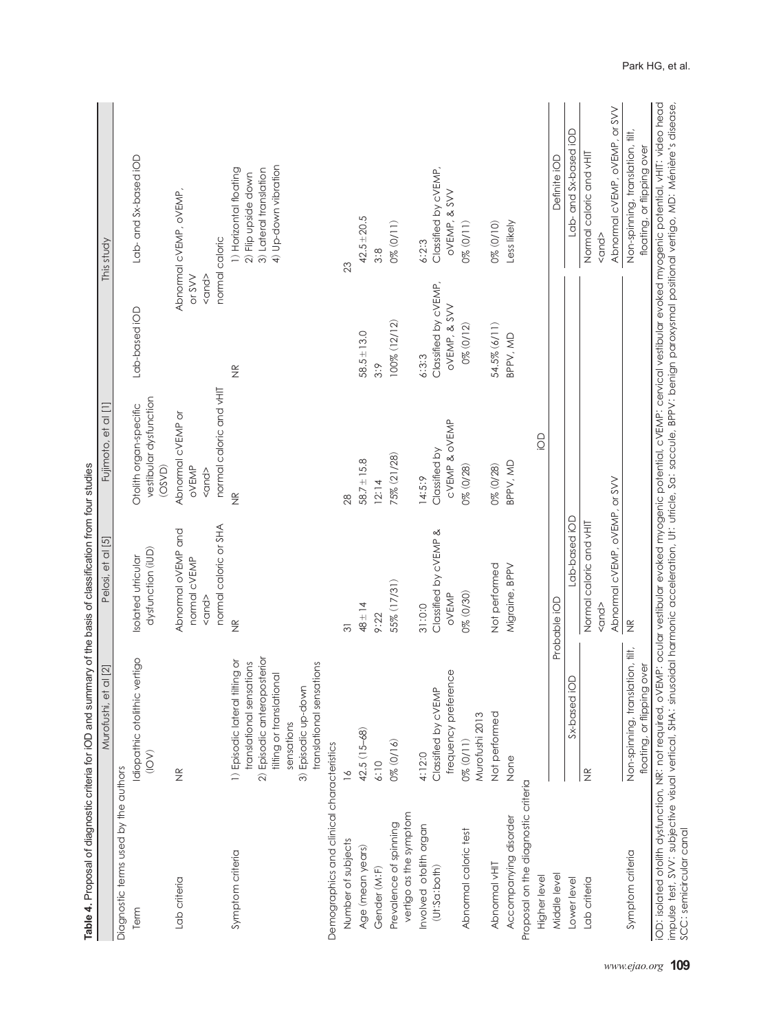**Table 4.** Proposal of diagnostic criteria for iOD and summary of the basis of classification from four studies

| | Murofushi, et al [2] | Pelosi, et al [5] | Fujimoto, et al [1] | | This study |
|---|---|---|---|---|---|
| Diagnostic terms used by the authors | | | | | |
| Term | Idiopathic otolithic vertigo (IOV) | Isolated utricular dysfunction (iUD) | Otolith organ-specific vestibular dysfunction (OSVD) | Lab-based iOD | Lab- and Sx-based iOD |
| Lab criteria | NR | Abnormal oVEMP and normal cVEMP <and> normal caloric or SHA | Abnormal cVEMP or oVEMP <and> normal caloric and vHIT | | Abnormal cVEMP, oVEMP, or SVV <and> normal caloric |
| Symptom criteria | 1) Episodic lateral tilting or translational sensations 2) Episodic anteroposterior tilting or translational sensations 3) Episodic up-down translational sensations | NR | NR | NR | 1) Horizontal floating 2) Flip upside down 3) Lateral translation 4) Up-down vibration |
| Demographics and clinical characteristics | | | | | |
| Number of subjects | 16 | 31 | 28 | | 23 |
| Age (mean years) | 42.5 (15–68) | 48 ± 14 | 58.7 ± 15.8 | 58.5 ± 13.0 | 42.5 ± 20.5 |
| Gender (M:F) | 6:10 | 9:22 | 12:14 | 3:9 | 3:8 |
| Prevalence of spinning vertigo as the symptom | 0% (0/16) | 55% (17/31) | 75% (21/28) | 100% (12/12) | 0% (0/11) |
| Involved otolith organ (Ut:Sa:both) | 4:12:0 Classified by cVEMP frequency preference | 31:0:0 Classified by cVEMP & oVEMP | 14:5:9 Classified by cVEMP & oVEMP | 6:3:3 Classified by cVEMP, oVEMP, & SVV | 6:2:3 Classified by cVEMP, oVEMP, & SVV |
| Abnormal caloric test | 0% (0/11) Murofushi 2013 | 0% (0/30) | 0% (0/28) | 0% (0/12) | 0% (0/11) |
| Abnormal vHIT | Not performed | Not performed | 0% (0/28) | 54.5% (6/11) | 0% (0/10) |
| Accompanying disorder | None | Migraine, BPPV | BPPV, MD | BPPV, MD | Less likely |
| Proposal on the diagnostic criteria | | | | | |
| Higher level | iOD | | | | |
| Middle level | Probable iOD | | | | Definite iOD |
| Lower level | Sx-based iOD | Lab-based iOD | | | Lab- and Sx-based iOD |
| Lab criteria | NR | Normal caloric and vHIT <and> Abnormal cVEMP, oVEMP, or SVV | | | Normal caloric and vHIT <and> Abnormal cVEMP, oVEMP, or SVV |
| Symptom criteria | Non-spinning, translation, tilt, floating, or flipping over | NR | | | Non-spinning, translation, tilt, floating, or flipping over |

iOD: isolated otolith dysfunction, NR: not required, oVEMP: ocular vestibular evoked myogenic potential, cVEMP: cervical vestibular evoked myogenic potential, vHIT: video head impulse test, SVV: subjective visual vertical, SHA: sinusoidal harmonic acceleration, Ut: utricle, Sa: saccule, BPPV: benign paroxysmal positional vertigo, MD: Ménière's disease, SCC: semicircular canal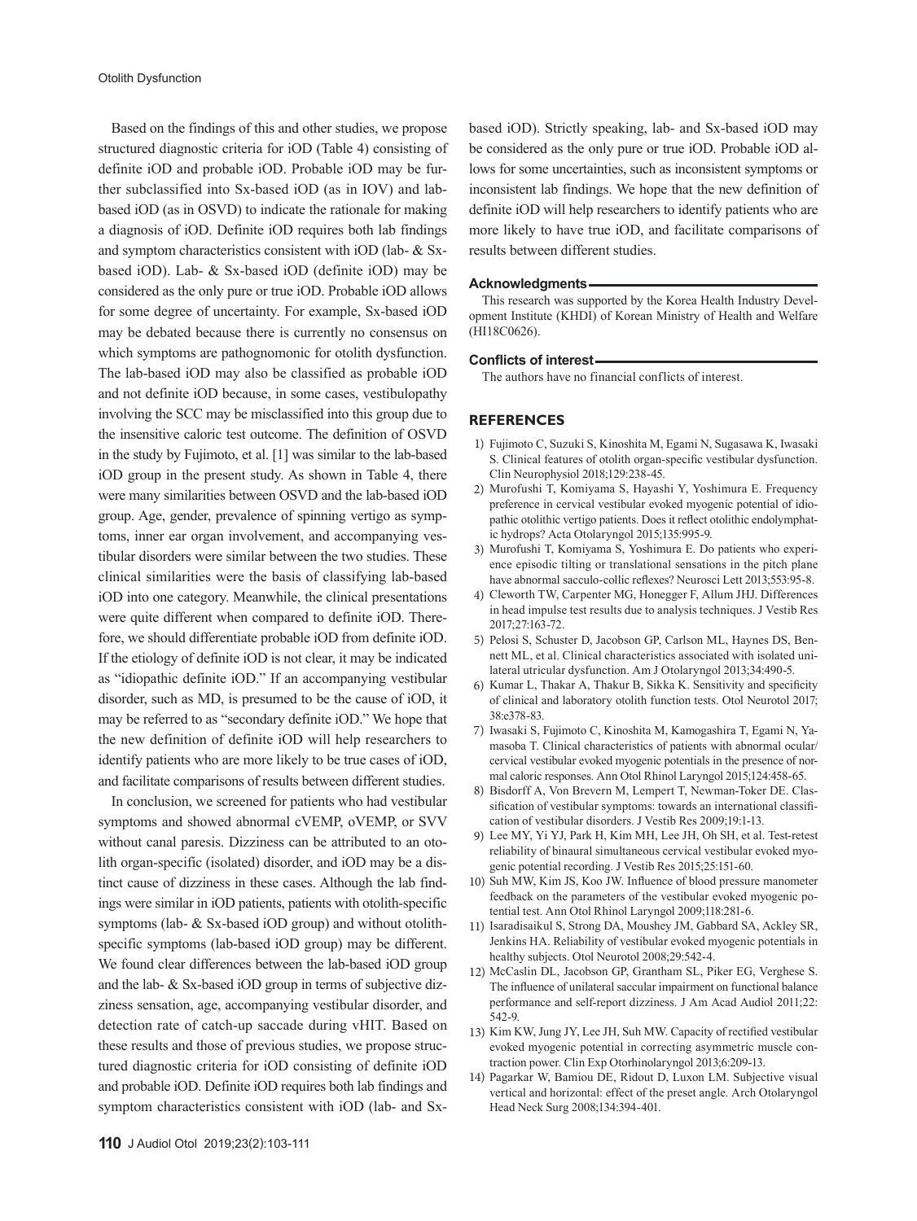Based on the findings of this and other studies, we propose structured diagnostic criteria for iOD (Table 4) consisting of definite iOD and probable iOD. Probable iOD may be further subclassified into Sx-based iOD (as in IOV) and lab-based iOD (as in OSVD) to indicate the rationale for making a diagnosis of iOD. Definite iOD requires both lab findings and symptom characteristics consistent with iOD (lab- & Sx-based iOD). Lab- & Sx-based iOD (definite iOD) may be considered as the only pure or true iOD. Probable iOD allows for some degree of uncertainty. For example, Sx-based iOD may be debated because there is currently no consensus on which symptoms are pathognomonic for otolith dysfunction. The lab-based iOD may also be classified as probable iOD and not definite iOD because, in some cases, vestibulopathy involving the SCC may be misclassified into this group due to the insensitive caloric test outcome. The definition of OSVD in the study by Fujimoto, et al. [1] was similar to the lab-based iOD group in the present study. As shown in Table 4, there were many similarities between OSVD and the lab-based iOD group. Age, gender, prevalence of spinning vertigo as symptoms, inner ear organ involvement, and accompanying vestibular disorders were similar between the two studies. These clinical similarities were the basis of classifying lab-based iOD into one category. Meanwhile, the clinical presentations were quite different when compared to definite iOD. Therefore, we should differentiate probable iOD from definite iOD. If the etiology of definite iOD is not clear, it may be indicated as "idiopathic definite iOD." If an accompanying vestibular disorder, such as MD, is presumed to be the cause of iOD, it may be referred to as "secondary definite iOD." We hope that the new definition of definite iOD will help researchers to identify patients who are more likely to be true cases of iOD, and facilitate comparisons of results between different studies.

In conclusion, we screened for patients who had vestibular symptoms and showed abnormal cVEMP, oVEMP, or SVV without canal paresis. Dizziness can be attributed to an otolith organ-specific (isolated) disorder, and iOD may be a distinct cause of dizziness in these cases. Although the lab findings were similar in iOD patients, patients with otolith-specific symptoms (lab- & Sx-based iOD group) and without otolith-specific symptoms (lab-based iOD group) may be different. We found clear differences between the lab-based iOD group and the lab- & Sx-based iOD group in terms of subjective dizziness sensation, age, accompanying vestibular disorder, and detection rate of catch-up saccade during vHIT. Based on these results and those of previous studies, we propose structured diagnostic criteria for iOD consisting of definite iOD and probable iOD. Definite iOD requires both lab findings and symptom characteristics consistent with iOD (lab- and Sx-based iOD). Strictly speaking, lab- and Sx-based iOD may be considered as the only pure or true iOD. Probable iOD allows for some uncertainties, such as inconsistent symptoms or inconsistent lab findings. We hope that the new definition of definite iOD will help researchers to identify patients who are more likely to have true iOD, and facilitate comparisons of results between different studies.

#### Acknowledgments

This research was supported by the Korea Health Industry Development Institute (KHDI) of Korean Ministry of Health and Welfare (HI18C0626).

#### Conflicts of interest

The authors have no financial conflicts of interest.

## REFERENCES

1) Fujimoto C, Suzuki S, Kinoshita M, Egami N, Sugasawa K, Iwasaki S. Clinical features of otolith organ-specific vestibular dysfunction. Clin Neurophysiol 2018;129:238-45.
2) Murofushi T, Komiyama S, Hayashi Y, Yoshimura E. Frequency preference in cervical vestibular evoked myogenic potential of idiopathic otolithic vertigo patients. Does it reflect otolithic endolymphatic hydrops? Acta Otolaryngol 2015;135:995-9.
3) Murofushi T, Komiyama S, Yoshimura E. Do patients who experience episodic tilting or translational sensations in the pitch plane have abnormal sacculo-collic reflexes? Neurosci Lett 2013;553:95-8.
4) Cleworth TW, Carpenter MG, Honegger F, Allum JHJ. Differences in head impulse test results due to analysis techniques. J Vestib Res 2017;27:163-72.
5) Pelosi S, Schuster D, Jacobson GP, Carlson ML, Haynes DS, Bennett ML, et al. Clinical characteristics associated with isolated unilateral utricular dysfunction. Am J Otolaryngol 2013;34:490-5.
6) Kumar L, Thakar A, Thakur B, Sikka K. Sensitivity and specificity of clinical and laboratory otolith function tests. Otol Neurotol 2017; 38:e378-83.
7) Iwasaki S, Fujimoto C, Kinoshita M, Kamogashira T, Egami N, Yamasoba T. Clinical characteristics of patients with abnormal ocular/cervical vestibular evoked myogenic potentials in the presence of normal caloric responses. Ann Otol Rhinol Laryngol 2015;124:458-65.
8) Bisdorff A, Von Brevern M, Lempert T, Newman-Toker DE. Classification of vestibular symptoms: towards an international classification of vestibular disorders. J Vestib Res 2009;19:1-13.
9) Lee MY, Yi YJ, Park H, Kim MH, Lee JH, Oh SH, et al. Test-retest reliability of binaural simultaneous cervical vestibular evoked myogenic potential recording. J Vestib Res 2015;25:151-60.
10) Suh MW, Kim JS, Koo JW. Influence of blood pressure manometer feedback on the parameters of the vestibular evoked myogenic potential test. Ann Otol Rhinol Laryngol 2009;118:281-6.
11) Isaradisaikul S, Strong DA, Moushey JM, Gabbard SA, Ackley SR, Jenkins HA. Reliability of vestibular evoked myogenic potentials in healthy subjects. Otol Neurotol 2008;29:542-4.
12) McCaslin DL, Jacobson GP, Grantham SL, Piker EG, Verghese S. The influence of unilateral saccular impairment on functional balance performance and self-report dizziness. J Am Acad Audiol 2011;22: 542-9.
13) Kim KW, Jung JY, Lee JH, Suh MW. Capacity of rectified vestibular evoked myogenic potential in correcting asymmetric muscle contraction power. Clin Exp Otorhinolaryngol 2013;6:209-13.
14) Pagarkar W, Bamiou DE, Ridout D, Luxon LM. Subjective visual vertical and horizontal: effect of the preset angle. Arch Otolaryngol Head Neck Surg 2008;134:394-401.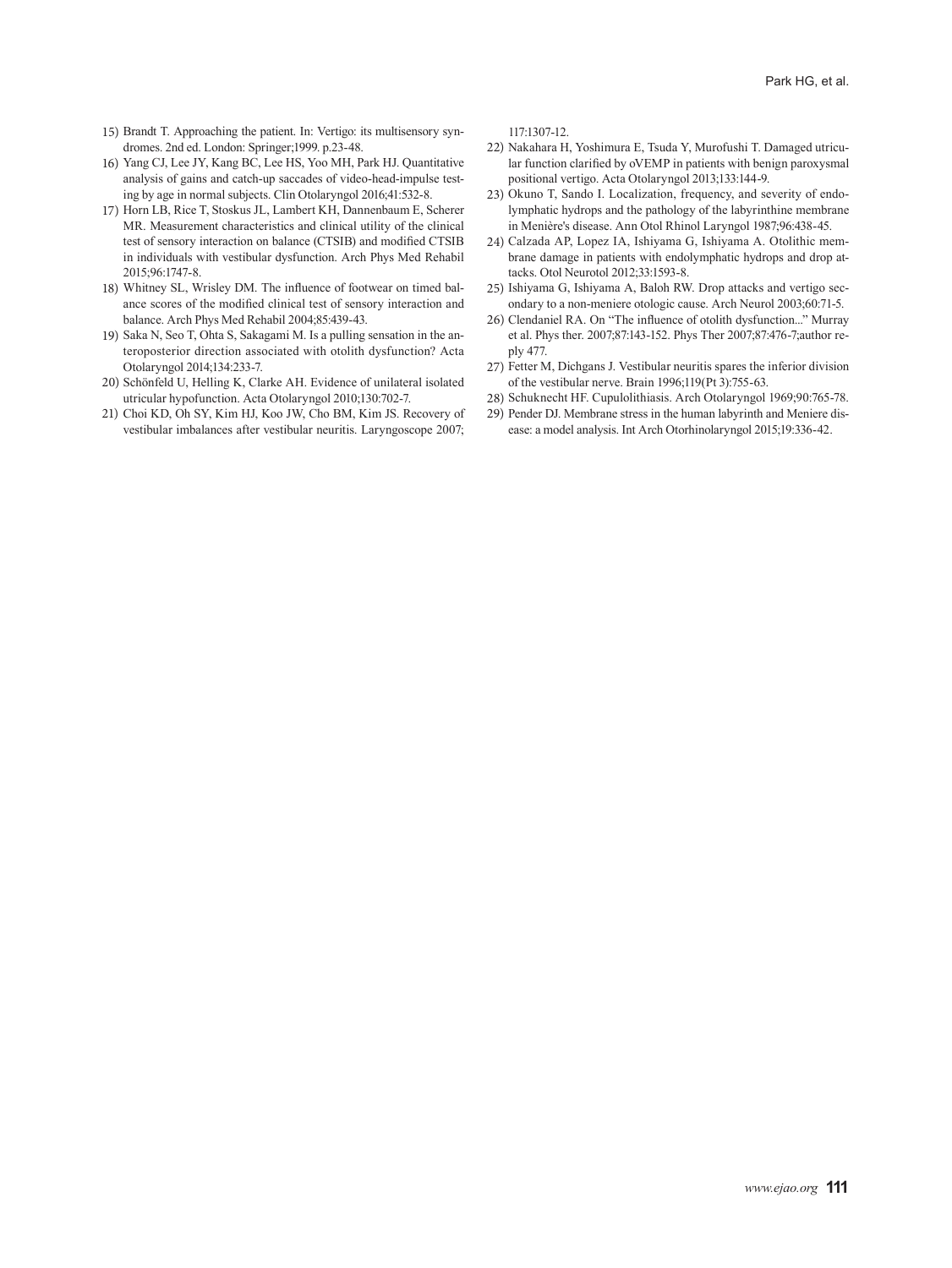15) Brandt T. Approaching the patient. In: Vertigo: its multisensory syndromes. 2nd ed. London: Springer;1999. p.23-48.
16) Yang CJ, Lee JY, Kang BC, Lee HS, Yoo MH, Park HJ. Quantitative analysis of gains and catch-up saccades of video-head-impulse testing by age in normal subjects. Clin Otolaryngol 2016;41:532-8.
17) Horn LB, Rice T, Stoskus JL, Lambert KH, Dannenbaum E, Scherer MR. Measurement characteristics and clinical utility of the clinical test of sensory interaction on balance (CTSIB) and modified CTSIB in individuals with vestibular dysfunction. Arch Phys Med Rehabil 2015;96:1747-8.
18) Whitney SL, Wrisley DM. The influence of footwear on timed balance scores of the modified clinical test of sensory interaction and balance. Arch Phys Med Rehabil 2004;85:439-43.
19) Saka N, Seo T, Ohta S, Sakagami M. Is a pulling sensation in the anteroposterior direction associated with otolith dysfunction? Acta Otolaryngol 2014;134:233-7.
20) Schönfeld U, Helling K, Clarke AH. Evidence of unilateral isolated utricular hypofunction. Acta Otolaryngol 2010;130:702-7.
21) Choi KD, Oh SY, Kim HJ, Koo JW, Cho BM, Kim JS. Recovery of vestibular imbalances after vestibular neuritis. Laryngoscope 2007;117:1307-12.
22) Nakahara H, Yoshimura E, Tsuda Y, Murofushi T. Damaged utricular function clarified by oVEMP in patients with benign paroxysmal positional vertigo. Acta Otolaryngol 2013;133:144-9.
23) Okuno T, Sando I. Localization, frequency, and severity of endolymphatic hydrops and the pathology of the labyrinthine membrane in Menière's disease. Ann Otol Rhinol Laryngol 1987;96:438-45.
24) Calzada AP, Lopez IA, Ishiyama G, Ishiyama A. Otolithic membrane damage in patients with endolymphatic hydrops and drop attacks. Otol Neurotol 2012;33:1593-8.
25) Ishiyama G, Ishiyama A, Baloh RW. Drop attacks and vertigo secondary to a non-meniere otologic cause. Arch Neurol 2003;60:71-5.
26) Clendaniel RA. On "The influence of otolith dysfunction..." Murray et al. Phys ther. 2007;87:143-152. Phys Ther 2007;87:476-7;author reply 477.
27) Fetter M, Dichgans J. Vestibular neuritis spares the inferior division of the vestibular nerve. Brain 1996;119(Pt 3):755-63.
28) Schuknecht HF. Cupulolithiasis. Arch Otolaryngol 1969;90:765-78.
29) Pender DJ. Membrane stress in the human labyrinth and Meniere disease: a model analysis. Int Arch Otorhinolaryngol 2015;19:336-42.